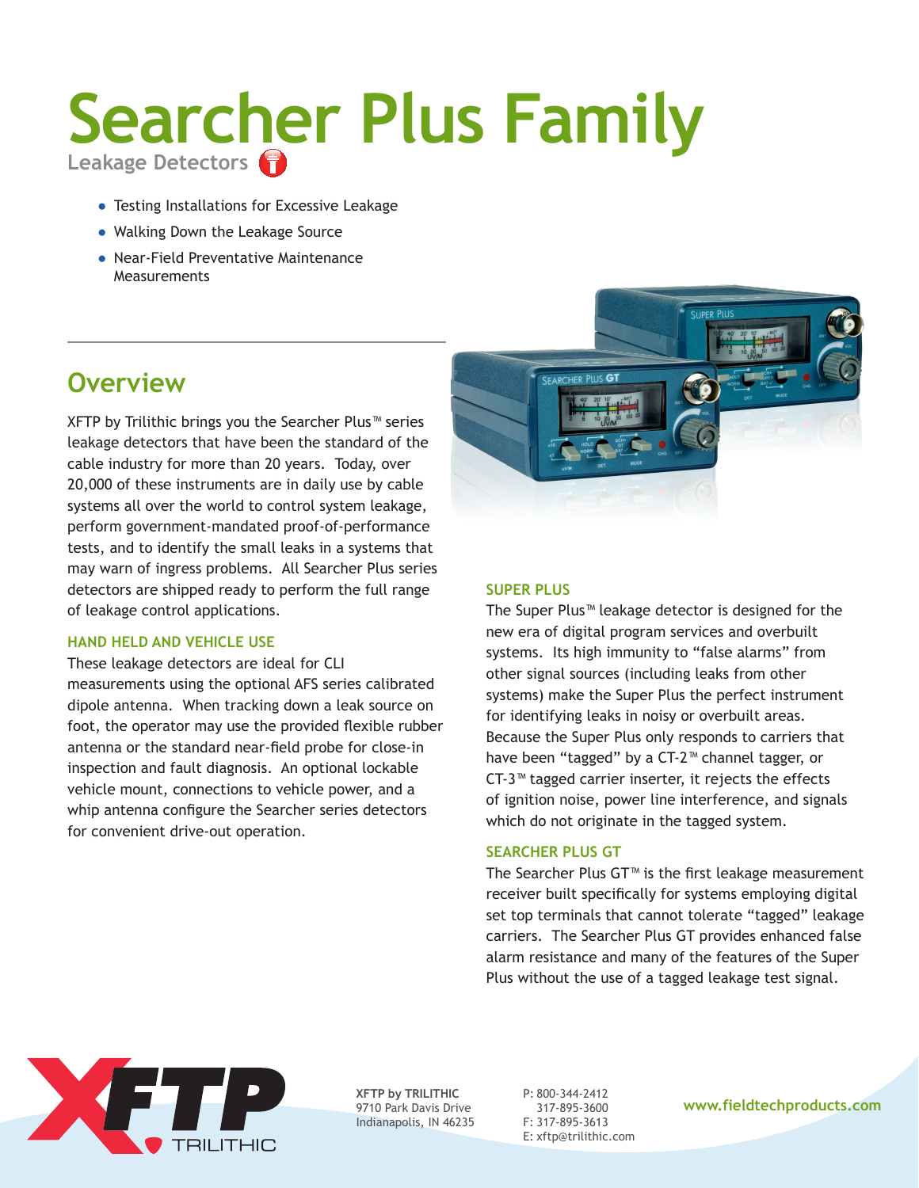# Searcher Plus Family

Leakage Detectors

- Testing Installations for Excessive Leakage
- Walking Down the Leakage Source
- Near-Field Preventative Maintenance Measurements

## Overview

XFTP by Trilithic brings you the Searcher Plus™ series leakage detectors that have been the standard of the cable industry for more than 20 years. Today, over 20,000 of these instruments are in daily use by cable systems all over the world to control system leakage, perform government-mandated proof-of-performance tests, and to identify the small leaks in a systems that may warn of ingress problems. All Searcher Plus series detectors are shipped ready to perform the full range of leakage control applications.

### HAND HELD AND VEHICLE USE

These leakage detectors are ideal for CLI measurements using the optional AFS series calibrated dipole antenna. When tracking down a leak source on foot, the operator may use the provided flexible rubber antenna or the standard near-field probe for close-in inspection and fault diagnosis. An optional lockable vehicle mount, connections to vehicle power, and a whip antenna configure the Searcher series detectors for convenient drive-out operation.

### SUPER PLUS

The Super Plus™ leakage detector is designed for the new era of digital program services and overbuilt systems. Its high immunity to "false alarms" from other signal sources (including leaks from other systems) make the Super Plus the perfect instrument for identifying leaks in noisy or overbuilt areas. Because the Super Plus only responds to carriers that have been "tagged" by a CT-2™ channel tagger, or CT-3™ tagged carrier inserter, it rejects the effects of ignition noise, power line interference, and signals which do not originate in the tagged system.

### SEARCHER PLUS GT

The Searcher Plus GT™ is the first leakage measurement receiver built specifically for systems employing digital set top terminals that cannot tolerate "tagged" leakage carriers. The Searcher Plus GT provides enhanced false alarm resistance and many of the features of the Super Plus without the use of a tagged leakage test signal.

**XFTP by TRILITHIC**
9710 Park Davis Drive
Indianapolis, IN 46235

P: 800-344-2412
317-895-3600
F: 317-895-3613
E: xftp@trilithic.com

www.fieldtechproducts.com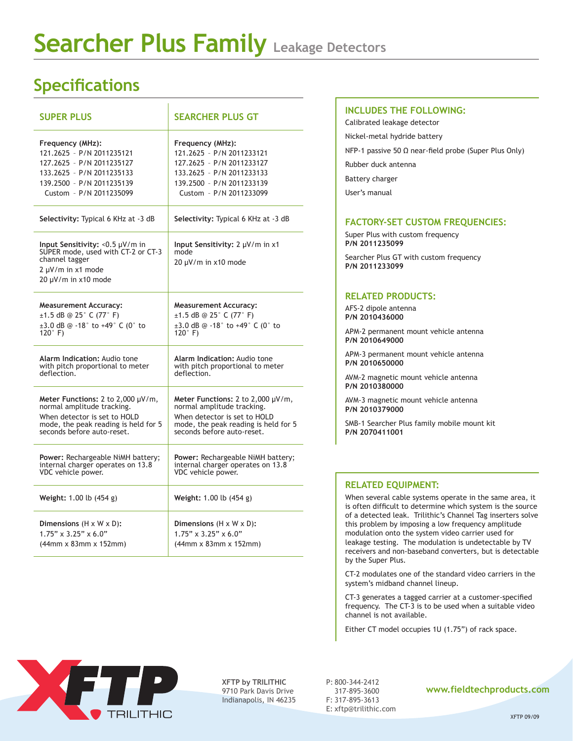# Searcher Plus Family Leakage Detectors

## Specifications

| SUPER PLUS | SEARCHER PLUS GT |
|---|---|
| **Frequency (MHz):**<br>121.2625 – P/N 2011235121<br>127.2625 – P/N 2011235127<br>133.2625 – P/N 2011235133<br>139.2500 – P/N 2011235139<br>Custom – P/N 2011235099 | **Frequency (MHz):**<br>121.2625 – P/N 2011233121<br>127.2625 – P/N 2011233127<br>133.2625 – P/N 2011233133<br>139.2500 – P/N 2011233139<br>Custom – P/N 2011233099 |
| **Selectivity:** Typical 6 KHz at -3 dB | **Selectivity:** Typical 6 KHz at -3 dB |
| **Input Sensitivity:** <0.5 μV/m in SUPER mode, used with CT-2 or CT-3 channel tagger<br>2 μV/m in x1 mode<br>20 μV/m in x10 mode | **Input Sensitivity:** 2 μV/m in x1 mode<br>20 μV/m in x10 mode |
| **Measurement Accuracy:**<br>±1.5 dB @ 25° C (77° F)<br>±3.0 dB @ -18° to +49° C (0° to 120° F) | **Measurement Accuracy:**<br>±1.5 dB @ 25° C (77° F)<br>±3.0 dB @ -18° to +49° C (0° to 120° F) |
| **Alarm Indication:** Audio tone with pitch proportional to meter deflection. | **Alarm Indication:** Audio tone with pitch proportional to meter deflection. |
| **Meter Functions:** 2 to 2,000 μV/m, normal amplitude tracking.<br>When detector is set to HOLD mode, the peak reading is held for 5 seconds before auto-reset. | **Meter Functions:** 2 to 2,000 μV/m, normal amplitude tracking.<br>When detector is set to HOLD mode, the peak reading is held for 5 seconds before auto-reset. |
| **Power:** Rechargeable NiMH battery; internal charger operates on 13.8 VDC vehicle power. | **Power:** Rechargeable NiMH battery; internal charger operates on 13.8 VDC vehicle power. |
| **Weight:** 1.00 lb (454 g) | **Weight:** 1.00 lb (454 g) |
| **Dimensions** (H x W x D):<br>1.75" x 3.25" x 6.0"<br>(44mm x 83mm x 152mm) | **Dimensions** (H x W x D):<br>1.75" x 3.25" x 6.0"<br>(44mm x 83mm x 152mm) |

### INCLUDES THE FOLLOWING:

Calibrated leakage detector

Nickel-metal hydride battery

NFP-1 passive 50 Ω near-field probe (Super Plus Only)

Rubber duck antenna

Battery charger

User's manual

### FACTORY-SET CUSTOM FREQUENCIES:

Super Plus with custom frequency
**P/N 2011235099**

Searcher Plus GT with custom frequency
**P/N 2011233099**

### RELATED PRODUCTS:

AFS-2 dipole antenna
**P/N 2010436000**

APM-2 permanent mount vehicle antenna
**P/N 2010649000**

APM-3 permanent mount vehicle antenna
**P/N 2010650000**

AVM-2 magnetic mount vehicle antenna
**P/N 2010380000**

AVM-3 magnetic mount vehicle antenna
**P/N 2010379000**

SMB-1 Searcher Plus family mobile mount kit
**P/N 2070411001**

### RELATED EQUIPMENT:

When several cable systems operate in the same area, it is often difficult to determine which system is the source of a detected leak. Trilithic's Channel Tag inserters solve this problem by imposing a low frequency amplitude modulation onto the system video carrier used for leakage testing. The modulation is undetectable by TV receivers and non-baseband converters, but is detectable by the Super Plus.

CT-2 modulates one of the standard video carriers in the system's midband channel lineup.

CT-3 generates a tagged carrier at a customer-specified frequency. The CT-3 is to be used when a suitable video channel is not available.

Either CT model occupies 1U (1.75") of rack space.

XFTP TRILITHIC

**XFTP by TRILITHIC**
9710 Park Davis Drive
Indianapolis, IN 46235

P: 800-344-2412
317-895-3600
F: 317-895-3613
E: xftp@trilithic.com

**www.fieldtechproducts.com**

XFTP 09/09